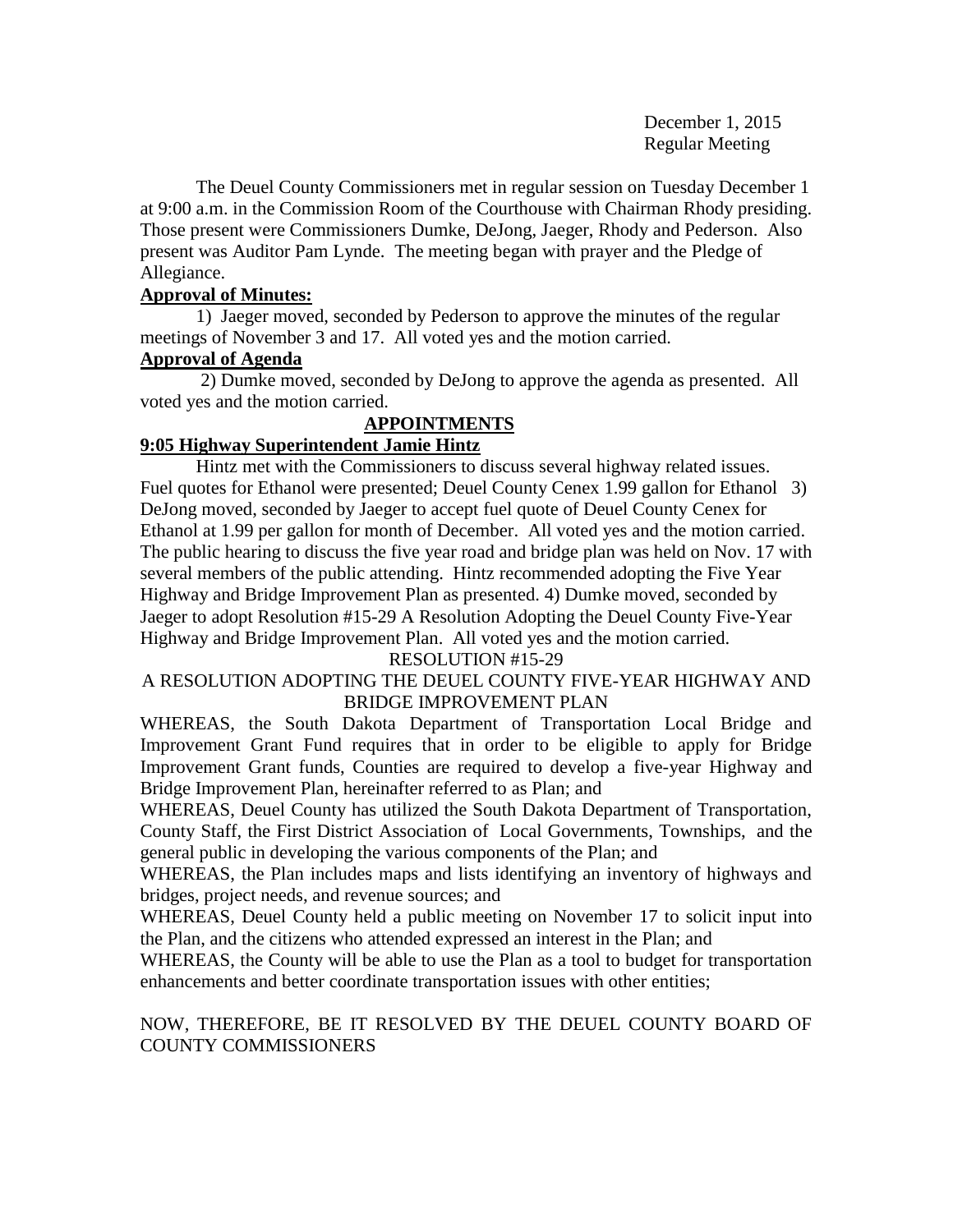December 1, 2015
Regular Meeting

The Deuel County Commissioners met in regular session on Tuesday December 1 at 9:00 a.m. in the Commission Room of the Courthouse with Chairman Rhody presiding. Those present were Commissioners Dumke, DeJong, Jaeger, Rhody and Pederson. Also present was Auditor Pam Lynde. The meeting began with prayer and the Pledge of Allegiance.

**Approval of Minutes:**

1) Jaeger moved, seconded by Pederson to approve the minutes of the regular meetings of November 3 and 17. All voted yes and the motion carried.

**Approval of Agenda**

2) Dumke moved, seconded by DeJong to approve the agenda as presented. All voted yes and the motion carried.

**APPOINTMENTS**

**9:05 Highway Superintendent Jamie Hintz**

Hintz met with the Commissioners to discuss several highway related issues. Fuel quotes for Ethanol were presented; Deuel County Cenex 1.99 gallon for Ethanol 3) DeJong moved, seconded by Jaeger to accept fuel quote of Deuel County Cenex for Ethanol at 1.99 per gallon for month of December. All voted yes and the motion carried. The public hearing to discuss the five year road and bridge plan was held on Nov. 17 with several members of the public attending. Hintz recommended adopting the Five Year Highway and Bridge Improvement Plan as presented. 4) Dumke moved, seconded by Jaeger to adopt Resolution #15-29 A Resolution Adopting the Deuel County Five-Year Highway and Bridge Improvement Plan. All voted yes and the motion carried.

RESOLUTION #15-29

A RESOLUTION ADOPTING THE DEUEL COUNTY FIVE-YEAR HIGHWAY AND BRIDGE IMPROVEMENT PLAN

WHEREAS, the South Dakota Department of Transportation Local Bridge and Improvement Grant Fund requires that in order to be eligible to apply for Bridge Improvement Grant funds, Counties are required to develop a five-year Highway and Bridge Improvement Plan, hereinafter referred to as Plan; and

WHEREAS, Deuel County has utilized the South Dakota Department of Transportation, County Staff, the First District Association of Local Governments, Townships, and the general public in developing the various components of the Plan; and

WHEREAS, the Plan includes maps and lists identifying an inventory of highways and bridges, project needs, and revenue sources; and

WHEREAS, Deuel County held a public meeting on November 17 to solicit input into the Plan, and the citizens who attended expressed an interest in the Plan; and

WHEREAS, the County will be able to use the Plan as a tool to budget for transportation enhancements and better coordinate transportation issues with other entities;

NOW, THEREFORE, BE IT RESOLVED BY THE DEUEL COUNTY BOARD OF COUNTY COMMISSIONERS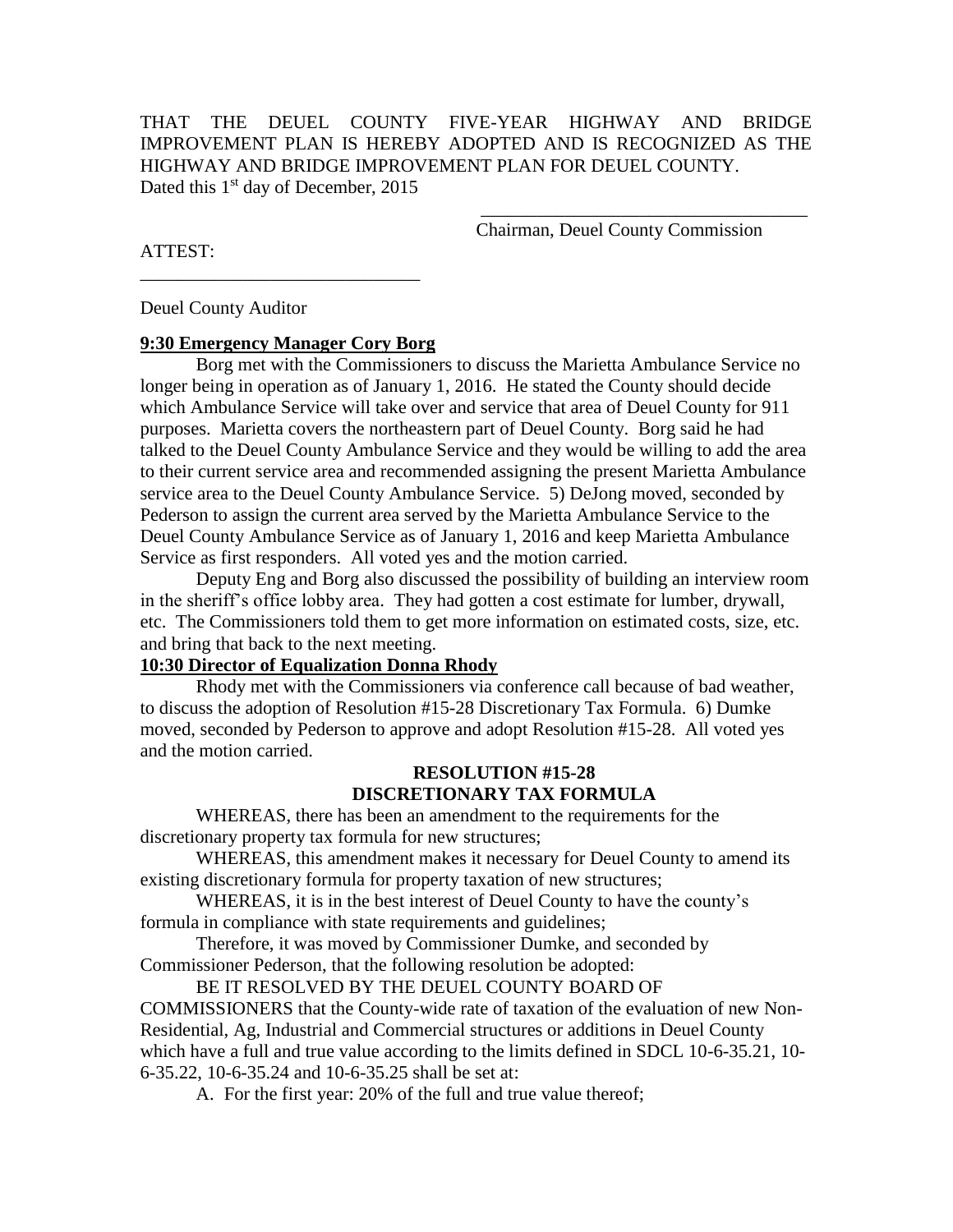THAT THE DEUEL COUNTY FIVE-YEAR HIGHWAY AND BRIDGE IMPROVEMENT PLAN IS HEREBY ADOPTED AND IS RECOGNIZED AS THE HIGHWAY AND BRIDGE IMPROVEMENT PLAN FOR DEUEL COUNTY.
Dated this 1st day of December, 2015

\_\_\_\_\_\_\_\_\_\_\_\_\_\_\_\_\_\_\_\_\_\_\_\_\_\_\_\_\_\_\_\_\_\_\_
Chairman, Deuel County Commission

ATTEST:
\_\_\_\_\_\_\_\_\_\_\_\_\_\_\_\_\_\_\_\_\_\_\_\_\_\_\_\_\_\_\_\_\_\_\_
Deuel County Auditor

**9:30 Emergency Manager Cory Borg**

Borg met with the Commissioners to discuss the Marietta Ambulance Service no longer being in operation as of January 1, 2016. He stated the County should decide which Ambulance Service will take over and service that area of Deuel County for 911 purposes. Marietta covers the northeastern part of Deuel County. Borg said he had talked to the Deuel County Ambulance Service and they would be willing to add the area to their current service area and recommended assigning the present Marietta Ambulance service area to the Deuel County Ambulance Service. 5) DeJong moved, seconded by Pederson to assign the current area served by the Marietta Ambulance Service to the Deuel County Ambulance Service as of January 1, 2016 and keep Marietta Ambulance Service as first responders. All voted yes and the motion carried.

Deputy Eng and Borg also discussed the possibility of building an interview room in the sheriff's office lobby area. They had gotten a cost estimate for lumber, drywall, etc. The Commissioners told them to get more information on estimated costs, size, etc. and bring that back to the next meeting.

**10:30 Director of Equalization Donna Rhody**

Rhody met with the Commissioners via conference call because of bad weather, to discuss the adoption of Resolution #15-28 Discretionary Tax Formula. 6) Dumke moved, seconded by Pederson to approve and adopt Resolution #15-28. All voted yes and the motion carried.

**RESOLUTION #15-28**
**DISCRETIONARY TAX FORMULA**

WHEREAS, there has been an amendment to the requirements for the discretionary property tax formula for new structures;

WHEREAS, this amendment makes it necessary for Deuel County to amend its existing discretionary formula for property taxation of new structures;

WHEREAS, it is in the best interest of Deuel County to have the county's formula in compliance with state requirements and guidelines;

Therefore, it was moved by Commissioner Dumke, and seconded by Commissioner Pederson, that the following resolution be adopted:

BE IT RESOLVED BY THE DEUEL COUNTY BOARD OF COMMISSIONERS that the County-wide rate of taxation of the evaluation of new Non-Residential, Ag, Industrial and Commercial structures or additions in Deuel County which have a full and true value according to the limits defined in SDCL 10-6-35.21, 10-6-35.22, 10-6-35.24 and 10-6-35.25 shall be set at:

A. For the first year: 20% of the full and true value thereof;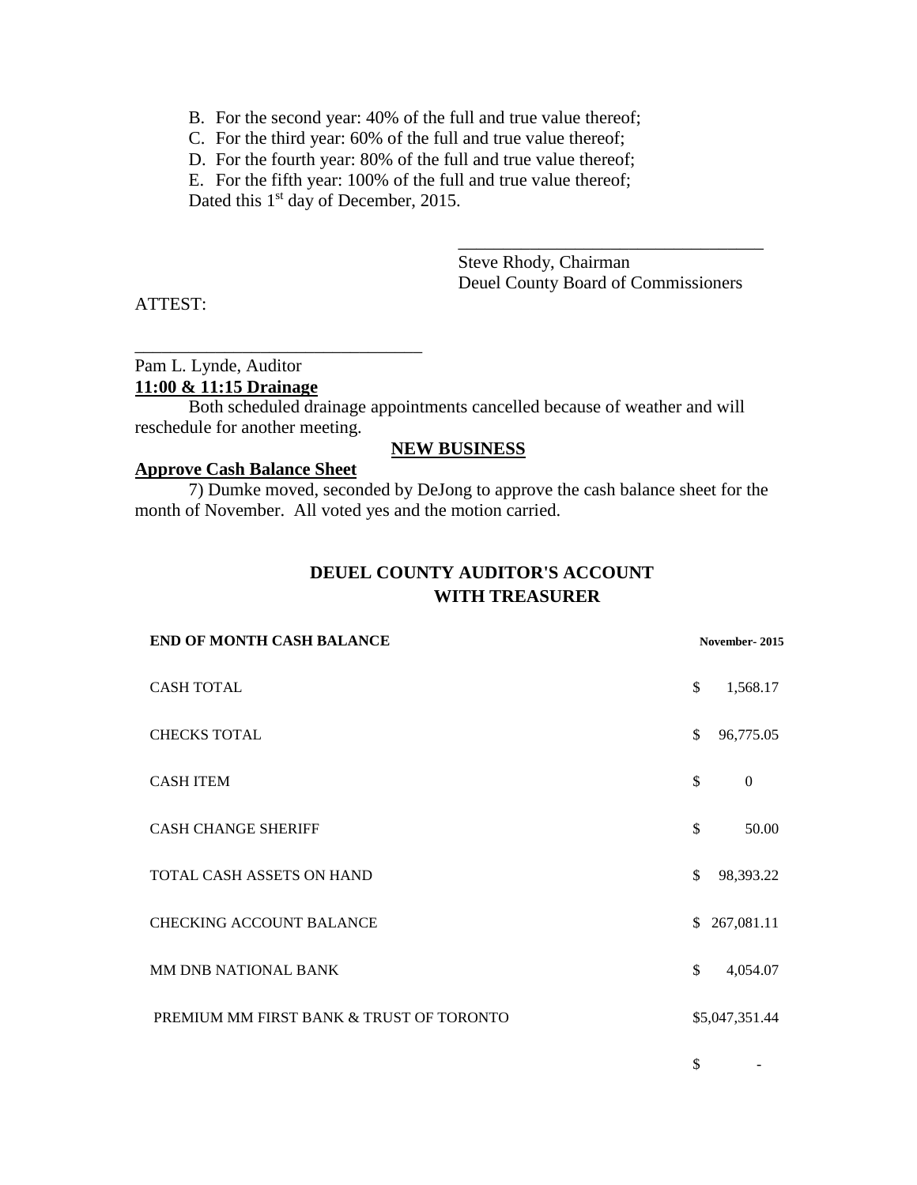B. For the second year: 40% of the full and true value thereof;

C. For the third year: 60% of the full and true value thereof;

D. For the fourth year: 80% of the full and true value thereof;

E. For the fifth year: 100% of the full and true value thereof;

Dated this 1st day of December, 2015.

\_\_\_\_\_\_\_\_\_\_\_\_\_\_\_\_\_\_\_\_\_\_\_\_\_\_\_\_\_\_\_\_\_\_\_

Steve Rhody, Chairman
Deuel County Board of Commissioners

ATTEST:

\_\_\_\_\_\_\_\_\_\_\_\_\_\_\_\_\_\_\_\_\_\_\_\_\_\_\_\_\_\_\_\_\_\_\_

Pam L. Lynde, Auditor

**11:00 & 11:15 Drainage**

Both scheduled drainage appointments cancelled because of weather and will reschedule for another meeting.

**NEW BUSINESS**

**Approve Cash Balance Sheet**

7) Dumke moved, seconded by DeJong to approve the cash balance sheet for the month of November. All voted yes and the motion carried.

**DEUEL COUNTY AUDITOR'S ACCOUNT WITH TREASURER**

| **END OF MONTH CASH BALANCE** | **November- 2015** |
|---|---|
| CASH TOTAL | $ 1,568.17 |
| CHECKS TOTAL | $ 96,775.05 |
| CASH ITEM | $ 0 |
| CASH CHANGE SHERIFF | $ 50.00 |
| TOTAL CASH ASSETS ON HAND | $ 98,393.22 |
| CHECKING ACCOUNT BALANCE | $ 267,081.11 |
| MM DNB NATIONAL BANK | $ 4,054.07 |
| PREMIUM MM FIRST BANK & TRUST OF TORONTO | $5,047,351.44 |
| | $ - |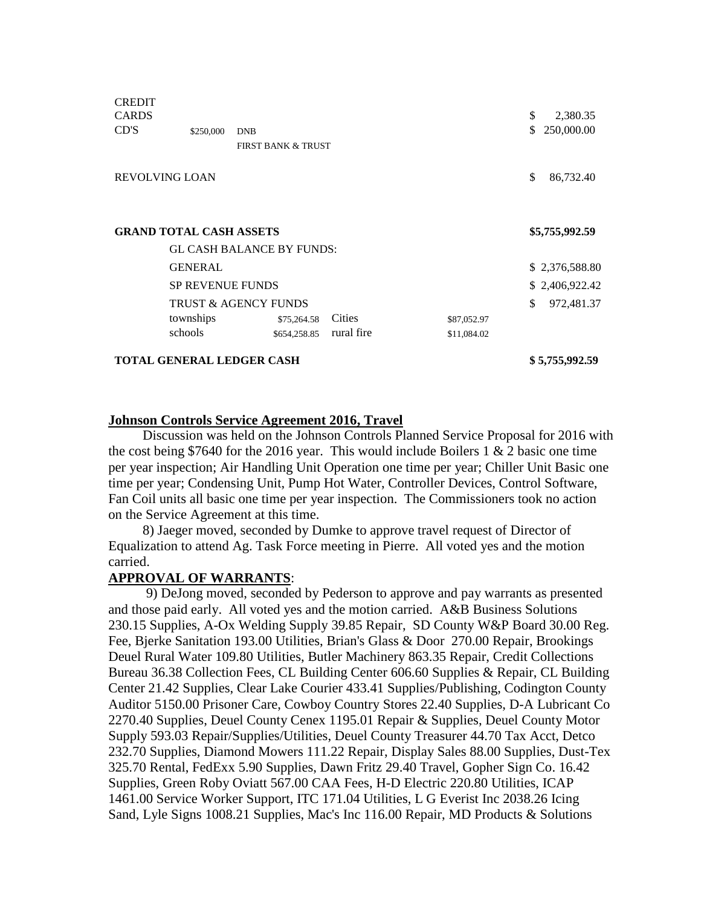| | | | | | |
|---|---|---|---|---|---|
| CREDIT CARDS | | | | | $ 2,380.35 |
| CD'S | $250,000 | DNB | | | $ 250,000.00 |
| | | FIRST BANK & TRUST | | | |
| REVOLVING LOAN | | | | | $ 86,732.40 |
| **GRAND TOTAL CASH ASSETS** | | | | | **$5,755,992.59** |
| | GL CASH BALANCE BY FUNDS: | | | | |
| | GENERAL | | | | $ 2,376,588.80 |
| | SP REVENUE FUNDS | | | | $ 2,406,922.42 |
| | TRUST & AGENCY FUNDS | | | | $ 972,481.37 |
| | townships | $75,264.58 | Cities | $87,052.97 | |
| | schools | $654,258.85 | rural fire | $11,084.02 | |
| **TOTAL GENERAL LEDGER CASH** | | | | | **$ 5,755,992.59** |

**Johnson Controls Service Agreement 2016, Travel**

Discussion was held on the Johnson Controls Planned Service Proposal for 2016 with the cost being $7640 for the 2016 year. This would include Boilers 1 & 2 basic one time per year inspection; Air Handling Unit Operation one time per year; Chiller Unit Basic one time per year; Condensing Unit, Pump Hot Water, Controller Devices, Control Software, Fan Coil units all basic one time per year inspection. The Commissioners took no action on the Service Agreement at this time.

8) Jaeger moved, seconded by Dumke to approve travel request of Director of Equalization to attend Ag. Task Force meeting in Pierre. All voted yes and the motion carried.

**APPROVAL OF WARRANTS**:

9) DeJong moved, seconded by Pederson to approve and pay warrants as presented and those paid early. All voted yes and the motion carried. A&B Business Solutions 230.15 Supplies, A-Ox Welding Supply 39.85 Repair, SD County W&P Board 30.00 Reg. Fee, Bjerke Sanitation 193.00 Utilities, Brian's Glass & Door 270.00 Repair, Brookings Deuel Rural Water 109.80 Utilities, Butler Machinery 863.35 Repair, Credit Collections Bureau 36.38 Collection Fees, CL Building Center 606.60 Supplies & Repair, CL Building Center 21.42 Supplies, Clear Lake Courier 433.41 Supplies/Publishing, Codington County Auditor 5150.00 Prisoner Care, Cowboy Country Stores 22.40 Supplies, D-A Lubricant Co 2270.40 Supplies, Deuel County Cenex 1195.01 Repair & Supplies, Deuel County Motor Supply 593.03 Repair/Supplies/Utilities, Deuel County Treasurer 44.70 Tax Acct, Detco 232.70 Supplies, Diamond Mowers 111.22 Repair, Display Sales 88.00 Supplies, Dust-Tex 325.70 Rental, FedExx 5.90 Supplies, Dawn Fritz 29.40 Travel, Gopher Sign Co. 16.42 Supplies, Green Roby Oviatt 567.00 CAA Fees, H-D Electric 220.80 Utilities, ICAP 1461.00 Service Worker Support, ITC 171.04 Utilities, L G Everist Inc 2038.26 Icing Sand, Lyle Signs 1008.21 Supplies, Mac's Inc 116.00 Repair, MD Products & Solutions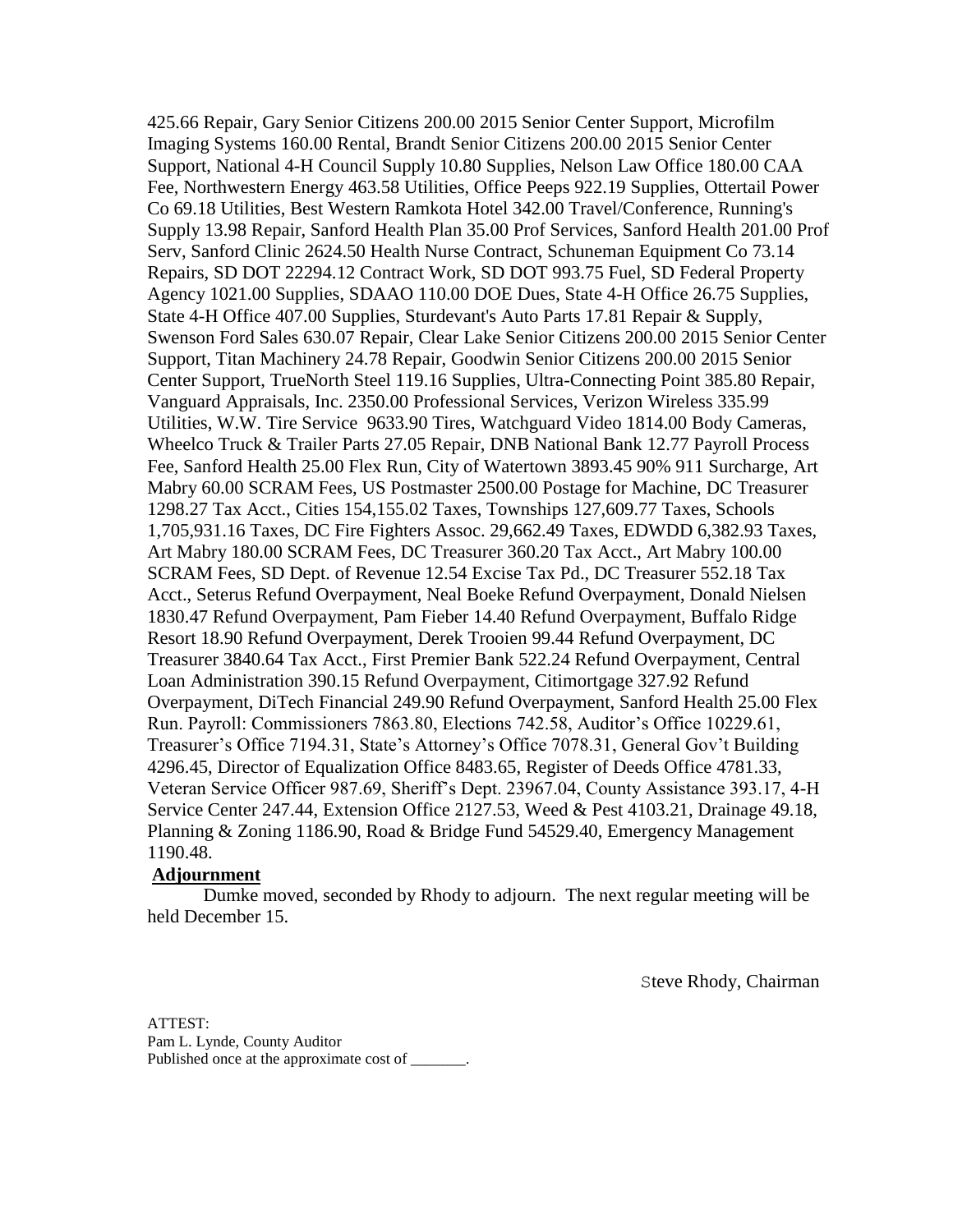425.66 Repair, Gary Senior Citizens 200.00 2015 Senior Center Support, Microfilm Imaging Systems 160.00 Rental, Brandt Senior Citizens 200.00 2015 Senior Center Support, National 4-H Council Supply 10.80 Supplies, Nelson Law Office 180.00 CAA Fee, Northwestern Energy 463.58 Utilities, Office Peeps 922.19 Supplies, Ottertail Power Co 69.18 Utilities, Best Western Ramkota Hotel 342.00 Travel/Conference, Running's Supply 13.98 Repair, Sanford Health Plan 35.00 Prof Services, Sanford Health 201.00 Prof Serv, Sanford Clinic 2624.50 Health Nurse Contract, Schuneman Equipment Co 73.14 Repairs, SD DOT 22294.12 Contract Work, SD DOT 993.75 Fuel, SD Federal Property Agency 1021.00 Supplies, SDAAO 110.00 DOE Dues, State 4-H Office 26.75 Supplies, State 4-H Office 407.00 Supplies, Sturdevant's Auto Parts 17.81 Repair & Supply, Swenson Ford Sales 630.07 Repair, Clear Lake Senior Citizens 200.00 2015 Senior Center Support, Titan Machinery 24.78 Repair, Goodwin Senior Citizens 200.00 2015 Senior Center Support, TrueNorth Steel 119.16 Supplies, Ultra-Connecting Point 385.80 Repair, Vanguard Appraisals, Inc. 2350.00 Professional Services, Verizon Wireless 335.99 Utilities, W.W. Tire Service 9633.90 Tires, Watchguard Video 1814.00 Body Cameras, Wheelco Truck & Trailer Parts 27.05 Repair, DNB National Bank 12.77 Payroll Process Fee, Sanford Health 25.00 Flex Run, City of Watertown 3893.45 90% 911 Surcharge, Art Mabry 60.00 SCRAM Fees, US Postmaster 2500.00 Postage for Machine, DC Treasurer 1298.27 Tax Acct., Cities 154,155.02 Taxes, Townships 127,609.77 Taxes, Schools 1,705,931.16 Taxes, DC Fire Fighters Assoc. 29,662.49 Taxes, EDWDD 6,382.93 Taxes, Art Mabry 180.00 SCRAM Fees, DC Treasurer 360.20 Tax Acct., Art Mabry 100.00 SCRAM Fees, SD Dept. of Revenue 12.54 Excise Tax Pd., DC Treasurer 552.18 Tax Acct., Seterus Refund Overpayment, Neal Boeke Refund Overpayment, Donald Nielsen 1830.47 Refund Overpayment, Pam Fieber 14.40 Refund Overpayment, Buffalo Ridge Resort 18.90 Refund Overpayment, Derek Trooien 99.44 Refund Overpayment, DC Treasurer 3840.64 Tax Acct., First Premier Bank 522.24 Refund Overpayment, Central Loan Administration 390.15 Refund Overpayment, Citimortgage 327.92 Refund Overpayment, DiTech Financial 249.90 Refund Overpayment, Sanford Health 25.00 Flex Run. Payroll: Commissioners 7863.80, Elections 742.58, Auditor's Office 10229.61, Treasurer's Office 7194.31, State's Attorney's Office 7078.31, General Gov't Building 4296.45, Director of Equalization Office 8483.65, Register of Deeds Office 4781.33, Veteran Service Officer 987.69, Sheriff's Dept. 23967.04, County Assistance 393.17, 4-H Service Center 247.44, Extension Office 2127.53, Weed & Pest 4103.21, Drainage 49.18, Planning & Zoning 1186.90, Road & Bridge Fund 54529.40, Emergency Management 1190.48.

**Adjournment**

Dumke moved, seconded by Rhody to adjourn. The next regular meeting will be held December 15.

Steve Rhody, Chairman

ATTEST:
Pam L. Lynde, County Auditor
Published once at the approximate cost of _______.